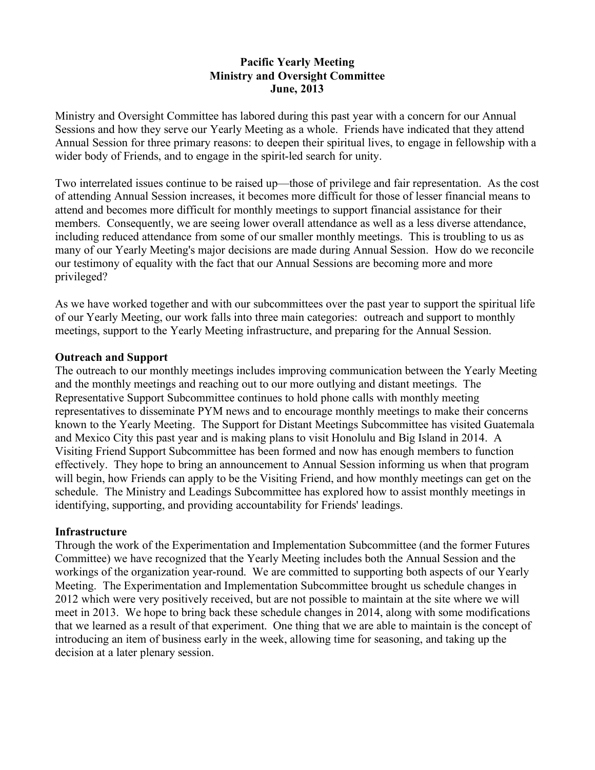# Pacific Yearly Meeting
## Ministry and Oversight Committee
### June, 2013

Ministry and Oversight Committee has labored during this past year with a concern for our Annual Sessions and how they serve our Yearly Meeting as a whole. Friends have indicated that they attend Annual Session for three primary reasons: to deepen their spiritual lives, to engage in fellowship with a wider body of Friends, and to engage in the spirit-led search for unity.

Two interrelated issues continue to be raised up—those of privilege and fair representation. As the cost of attending Annual Session increases, it becomes more difficult for those of lesser financial means to attend and becomes more difficult for monthly meetings to support financial assistance for their members. Consequently, we are seeing lower overall attendance as well as a less diverse attendance, including reduced attendance from some of our smaller monthly meetings. This is troubling to us as many of our Yearly Meeting's major decisions are made during Annual Session. How do we reconcile our testimony of equality with the fact that our Annual Sessions are becoming more and more privileged?

As we have worked together and with our subcommittees over the past year to support the spiritual life of our Yearly Meeting, our work falls into three main categories: outreach and support to monthly meetings, support to the Yearly Meeting infrastructure, and preparing for the Annual Session.

**Outreach and Support**

The outreach to our monthly meetings includes improving communication between the Yearly Meeting and the monthly meetings and reaching out to our more outlying and distant meetings. The Representative Support Subcommittee continues to hold phone calls with monthly meeting representatives to disseminate PYM news and to encourage monthly meetings to make their concerns known to the Yearly Meeting. The Support for Distant Meetings Subcommittee has visited Guatemala and Mexico City this past year and is making plans to visit Honolulu and Big Island in 2014. A Visiting Friend Support Subcommittee has been formed and now has enough members to function effectively. They hope to bring an announcement to Annual Session informing us when that program will begin, how Friends can apply to be the Visiting Friend, and how monthly meetings can get on the schedule. The Ministry and Leadings Subcommittee has explored how to assist monthly meetings in identifying, supporting, and providing accountability for Friends' leadings.

**Infrastructure**

Through the work of the Experimentation and Implementation Subcommittee (and the former Futures Committee) we have recognized that the Yearly Meeting includes both the Annual Session and the workings of the organization year-round. We are committed to supporting both aspects of our Yearly Meeting. The Experimentation and Implementation Subcommittee brought us schedule changes in 2012 which were very positively received, but are not possible to maintain at the site where we will meet in 2013. We hope to bring back these schedule changes in 2014, along with some modifications that we learned as a result of that experiment. One thing that we are able to maintain is the concept of introducing an item of business early in the week, allowing time for seasoning, and taking up the decision at a later plenary session.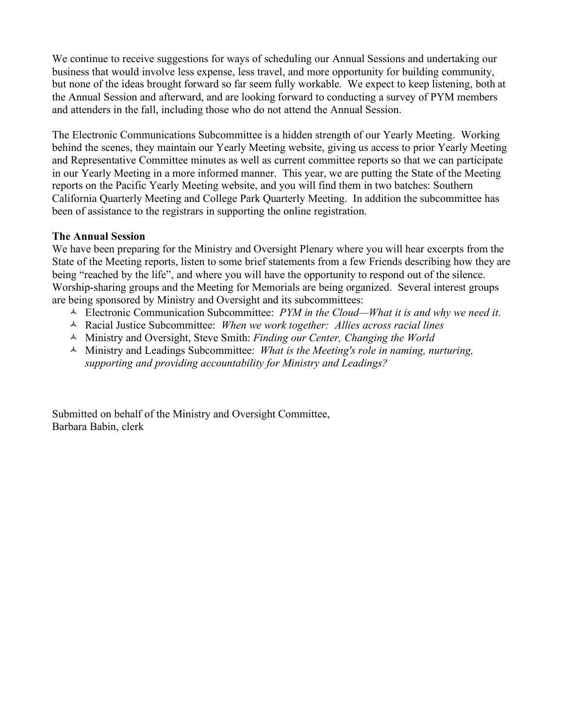We continue to receive suggestions for ways of scheduling our Annual Sessions and undertaking our business that would involve less expense, less travel, and more opportunity for building community, but none of the ideas brought forward so far seem fully workable. We expect to keep listening, both at the Annual Session and afterward, and are looking forward to conducting a survey of PYM members and attenders in the fall, including those who do not attend the Annual Session.

The Electronic Communications Subcommittee is a hidden strength of our Yearly Meeting. Working behind the scenes, they maintain our Yearly Meeting website, giving us access to prior Yearly Meeting and Representative Committee minutes as well as current committee reports so that we can participate in our Yearly Meeting in a more informed manner. This year, we are putting the State of the Meeting reports on the Pacific Yearly Meeting website, and you will find them in two batches: Southern California Quarterly Meeting and College Park Quarterly Meeting. In addition the subcommittee has been of assistance to the registrars in supporting the online registration.

**The Annual Session**

We have been preparing for the Ministry and Oversight Plenary where you will hear excerpts from the State of the Meeting reports, listen to some brief statements from a few Friends describing how they are being "reached by the life", and where you will have the opportunity to respond out of the silence. Worship-sharing groups and the Meeting for Memorials are being organized. Several interest groups are being sponsored by Ministry and Oversight and its subcommittees:

- Electronic Communication Subcommittee: *PYM in the Cloud—What it is and why we need it.*
- Racial Justice Subcommittee: *When we work together: Allies across racial lines*
- Ministry and Oversight, Steve Smith: *Finding our Center, Changing the World*
- Ministry and Leadings Subcommittee: *What is the Meeting's role in naming, nurturing, supporting and providing accountability for Ministry and Leadings?*

Submitted on behalf of the Ministry and Oversight Committee,
Barbara Babin, clerk